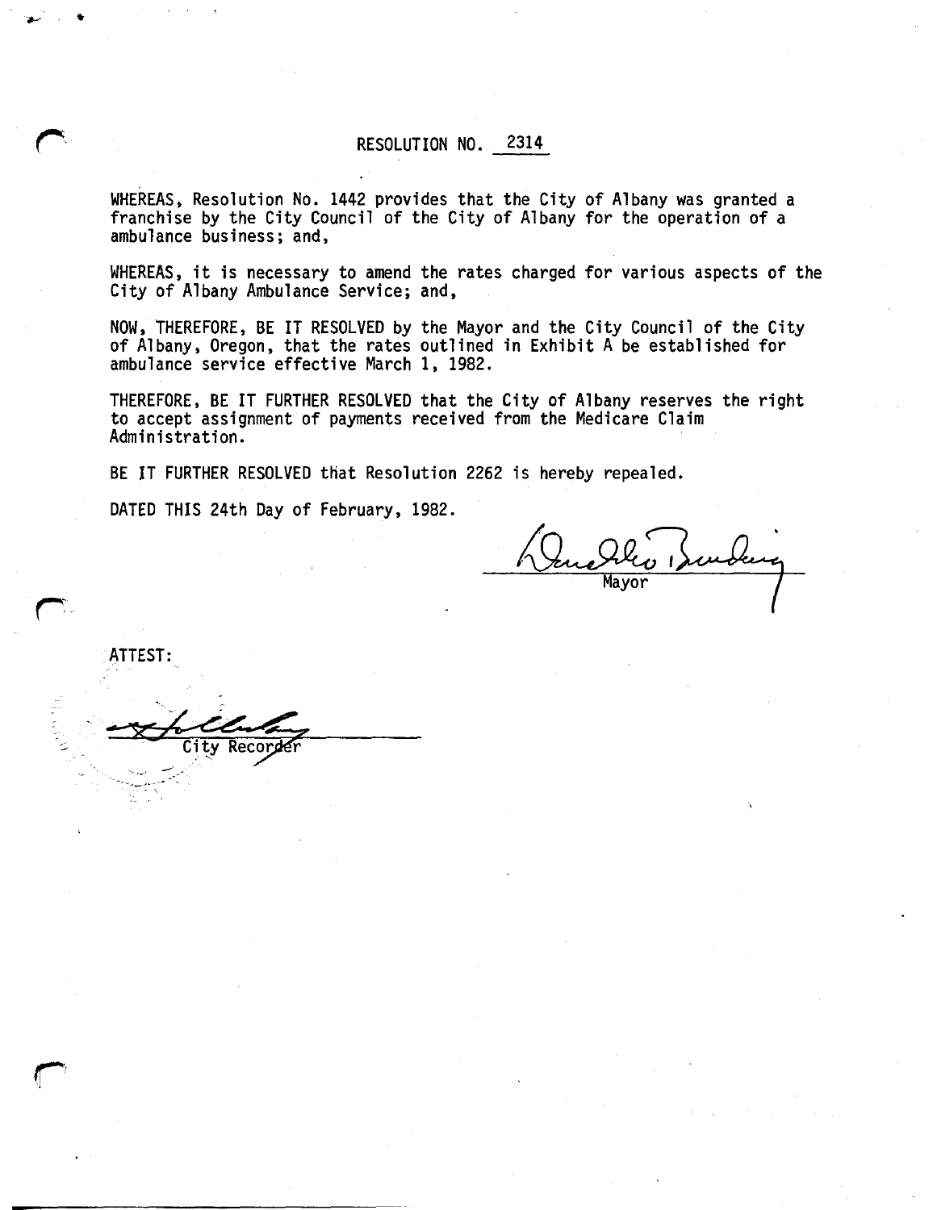# RESOLUTION NO. 2314

WHEREAS, Resolution No. 1442 provides that the City of Albany was granted a franchise by the City Council of the City of Albany for the operation of a ambulance business; and,

WHEREAS, it is necessary to amend the rates charged for various aspects of the City of Albany Ambulance Service; and,

NOW, THEREFORE, BE IT RESOLVED by the Mayor and the City Council of the City of Albany, Oregon, that the rates outlined in Exhibit A be established for ambulance service effective March 1, 1982.

THEREFORE, BE IT FURTHER RESOLVED that the City of Albany reserves the right to accept assignment of payments received from the Medicare Claim Administration.

BE IT FURTHER RESOLVED that Resolution 2262 is hereby repealed.

DATED THIS 24th Day of February, 1982.

Mayor

ATTEST:

City Recorder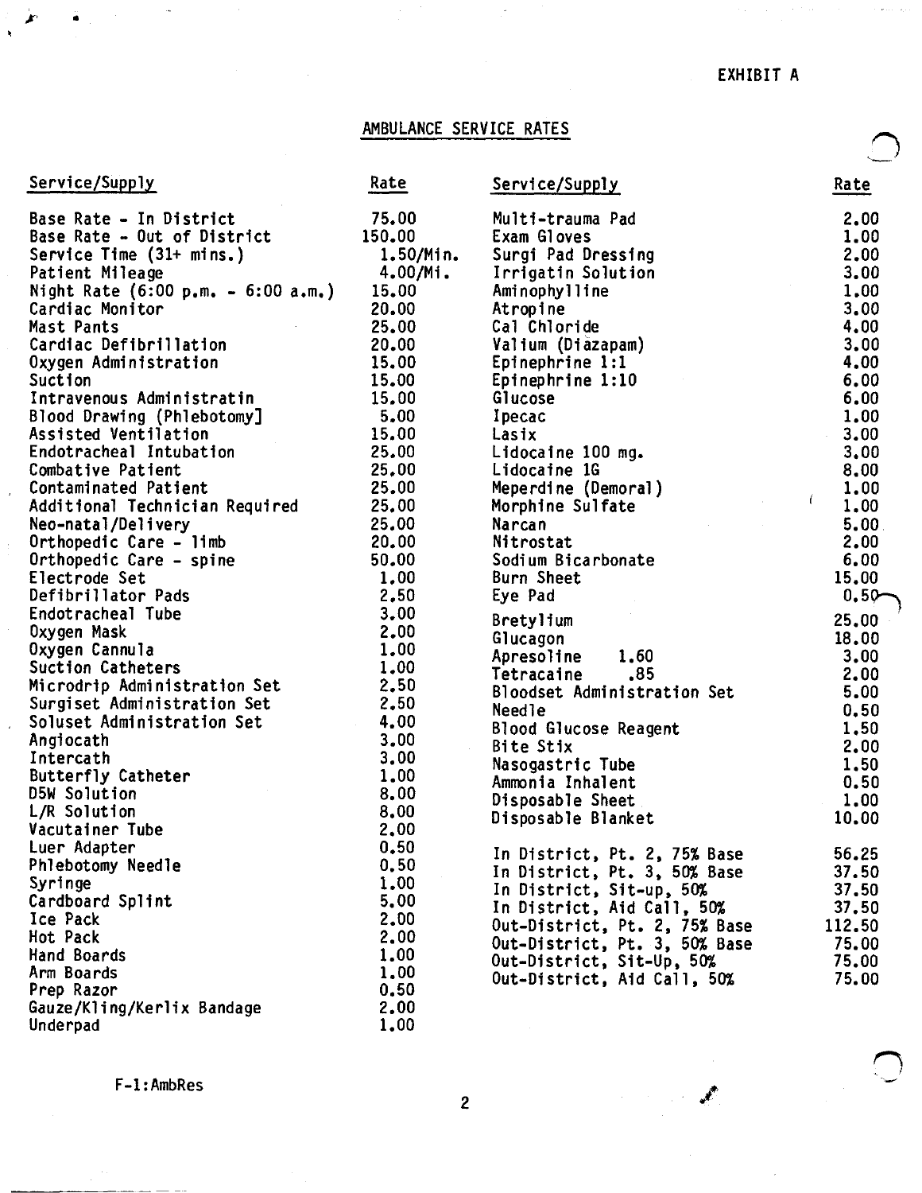EXHIBIT A

## AMBULANCE SERVICE RATES

| Service/Supply | Rate | Service/Supply | Rate |
|---|---|---|---|
| Base Rate - In District | 75.00 | Multi-trauma Pad | 2.00 |
| Base Rate - Out of District | 150.00 | Exam Gloves | 1.00 |
| Service Time (31+ mins.) | 1.50/Min. | Surgi Pad Dressing | 2.00 |
| Patient Mileage | 4.00/Mi. | Irrigatin Solution | 3.00 |
| Night Rate (6:00 p.m. - 6:00 a.m.) | 15.00 | Aminophylline | 1.00 |
| Cardiac Monitor | 20.00 | Atropine | 3.00 |
| Mast Pants | 25.00 | Cal Chloride | 4.00 |
| Cardiac Defibrillation | 20.00 | Valium (Diazapam) | 3.00 |
| Oxygen Administration | 15.00 | Epinephrine 1:1 | 4.00 |
| Suction | 15.00 | Epinephrine 1:10 | 6.00 |
| Intravenous Administratin | 15.00 | Glucose | 6.00 |
| Blood Drawing (Phlebotomy] | 5.00 | Ipecac | 1.00 |
| Assisted Ventilation | 15.00 | Lasix | 3.00 |
| Endotracheal Intubation | 25.00 | Lidocaine 100 mg. | 3.00 |
| Combative Patient | 25.00 | Lidocaine 1G | 8.00 |
| Contaminated Patient | 25.00 | Meperdine (Demoral) | 1.00 |
| Additional Technician Required | 25.00 | Morphine Sulfate | 1.00 |
| Neo-natal/Delivery | 25.00 | Narcan | 5.00 |
| Orthopedic Care - limb | 20.00 | Nitrostat | 2.00 |
| Orthopedic Care - spine | 50.00 | Sodium Bicarbonate | 6.00 |
| Electrode Set | 1.00 | Burn Sheet | 15.00 |
| Defibrillator Pads | 2.50 | Eye Pad | 0.50 |
| Endotracheal Tube | 3.00 | Bretylium | 25.00 |
| Oxygen Mask | 2.00 | Glucagon | 18.00 |
| Oxygen Cannula | 1.00 | Apresoline 1.60 | 3.00 |
| Suction Catheters | 1.00 | Tetracaine .85 | 2.00 |
| Microdrip Administration Set | 2.50 | Bloodset Administration Set | 5.00 |
| Surgiset Administration Set | 2.50 | Needle | 0.50 |
| Soluset Administration Set | 4.00 | Blood Glucose Reagent | 1.50 |
| Angiocath | 3.00 | Bite Stix | 2.00 |
| Intercath | 3.00 | Nasogastric Tube | 1.50 |
| Butterfly Catheter | 1.00 | Ammonia Inhalent | 0.50 |
| D5W Solution | 8.00 | Disposable Sheet | 1.00 |
| L/R Solution | 8.00 | Disposable Blanket | 10.00 |
| Vacutainer Tube | 2.00 | | |
| Luer Adapter | 0.50 | In District, Pt. 2, 75% Base | 56.25 |
| Phlebotomy Needle | 0.50 | In District, Pt. 3, 50% Base | 37.50 |
| Syringe | 1.00 | In District, Sit-up, 50% | 37.50 |
| Cardboard Splint | 5.00 | In District, Aid Call, 50% | 37.50 |
| Ice Pack | 2.00 | Out-District, Pt. 2, 75% Base | 112.50 |
| Hot Pack | 2.00 | Out-District, Pt. 3, 50% Base | 75.00 |
| Hand Boards | 1.00 | Out-District, Sit-Up, 50% | 75.00 |
| Arm Boards | 1.00 | Out-District, Aid Call, 50% | 75.00 |
| Prep Razor | 0.50 | | |
| Gauze/Kling/Kerlix Bandage | 2.00 | | |
| Underpad | 1.00 | | |

F-1:AmbRes